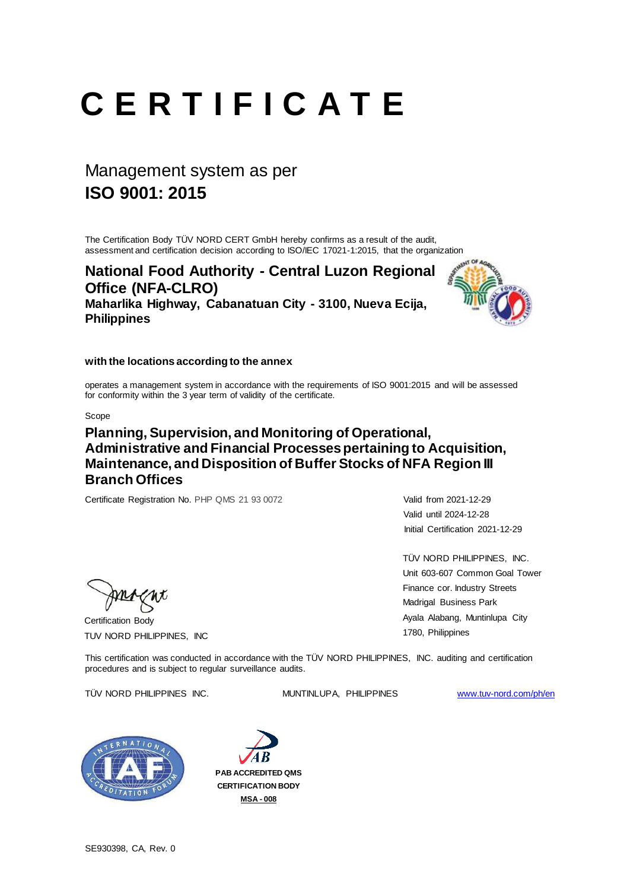# C E R T I F I C A T E

## Management system as per
## **ISO 9001: 2015**

The Certification Body TÜV NORD CERT GmbH hereby confirms as a result of the audit, assessment and certification decision according to ISO/IEC 17021-1:2015, that the organization

### National Food Authority - Central Luzon Regional Office (NFA-CLRO)
**Maharlika Highway, Cabanatuan City - 3100, Nueva Ecija, Philippines**

**with the locations according to the annex**

operates a management system in accordance with the requirements of ISO 9001:2015 and will be assessed for conformity within the 3 year term of validity of the certificate.

Scope

### Planning, Supervision, and Monitoring of Operational, Administrative and Financial Processes pertaining to Acquisition, Maintenance, and Disposition of Buffer Stocks of NFA Region III Branch Offices

Certificate Registration No. PHP QMS 21 93 0072

Valid from 2021-12-29
Valid until 2024-12-28
Initial Certification 2021-12-29

Certification Body
TUV NORD PHILIPPINES, INC

TÜV NORD PHILIPPINES, INC.
Unit 603-607 Common Goal Tower
Finance cor. Industry Streets
Madrigal Business Park
Ayala Alabang, Muntinlupa City
1780, Philippines

This certification was conducted in accordance with the TÜV NORD PHILIPPINES, INC. auditing and certification procedures and is subject to regular surveillance audits.

TÜV NORD PHILIPPINES INC. MUNTINLUPA, PHILIPPINES www.tuv-nord.com/ph/en

PAB ACCREDITED QMS CERTIFICATION BODY
MSA - 008

SE930398, CA, Rev. 0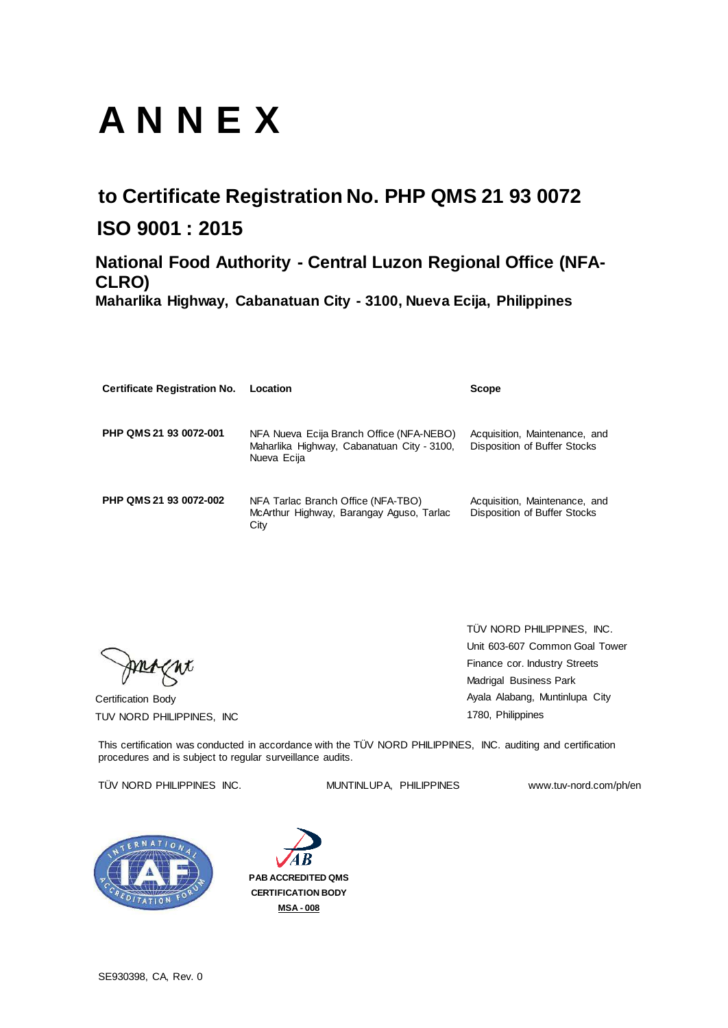# A N N E X

## to Certificate Registration No. PHP QMS 21 93 0072

## ISO 9001 : 2015

### National Food Authority - Central Luzon Regional Office (NFA-CLRO)

**Maharlika Highway, Cabanatuan City - 3100, Nueva Ecija, Philippines**

| Certificate Registration No. | Location | Scope |
|---|---|---|
| **PHP QMS 21 93 0072-001** | NFA Nueva Ecija Branch Office (NFA-NEBO) Maharlika Highway, Cabanatuan City - 3100, Nueva Ecija | Acquisition, Maintenance, and Disposition of Buffer Stocks |
| **PHP QMS 21 93 0072-002** | NFA Tarlac Branch Office (NFA-TBO) McArthur Highway, Barangay Aguso, Tarlac City | Acquisition, Maintenance, and Disposition of Buffer Stocks |

Certification Body
TUV NORD PHILIPPINES, INC

TÜV NORD PHILIPPINES, INC.
Unit 603-607 Common Goal Tower
Finance cor. Industry Streets
Madrigal Business Park
Ayala Alabang, Muntinlupa City
1780, Philippines

This certification was conducted in accordance with the TÜV NORD PHILIPPINES, INC. auditing and certification procedures and is subject to regular surveillance audits.

TÜV NORD PHILIPPINES INC. MUNTINLUPA, PHILIPPINES www.tuv-nord.com/ph/en

PAB ACCREDITED QMS CERTIFICATION BODY
MSA - 008

SE930398, CA, Rev. 0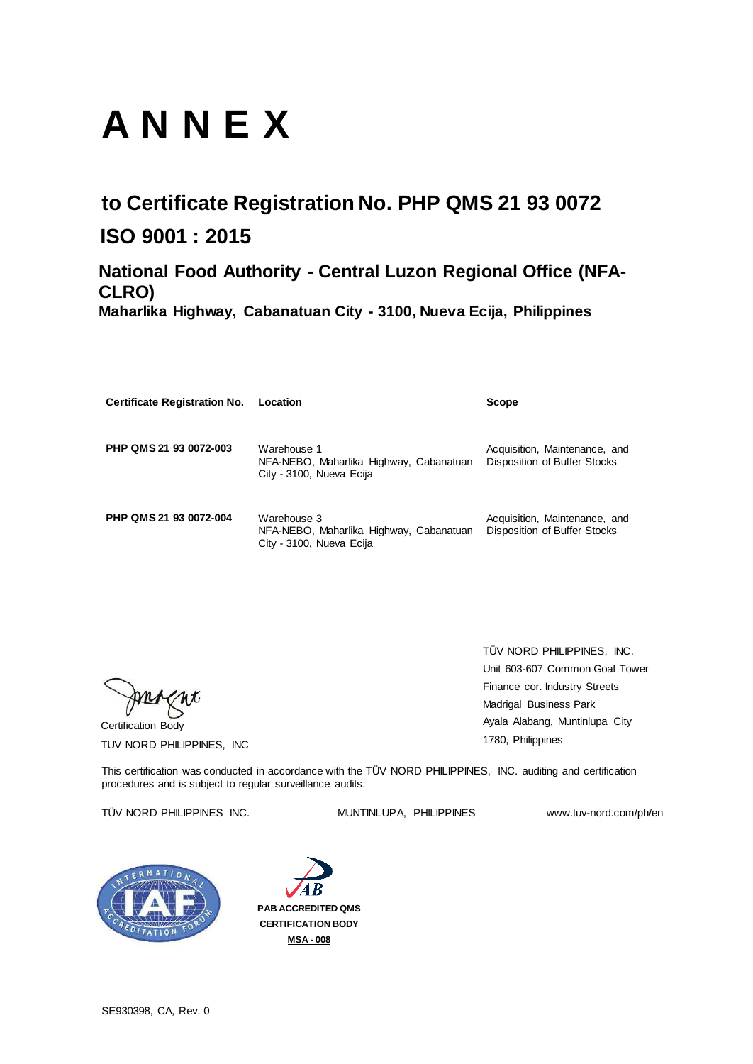# A N N E X

## to Certificate Registration No. PHP QMS 21 93 0072

## ISO 9001 : 2015

### National Food Authority - Central Luzon Regional Office (NFA-CLRO)

**Maharlika Highway, Cabanatuan City - 3100, Nueva Ecija, Philippines**

| Certificate Registration No. | Location | Scope |
|---|---|---|
| **PHP QMS 21 93 0072-003** | Warehouse 1<br>NFA-NEBO, Maharlika Highway, Cabanatuan City - 3100, Nueva Ecija | Acquisition, Maintenance, and Disposition of Buffer Stocks |
| **PHP QMS 21 93 0072-004** | Warehouse 3<br>NFA-NEBO, Maharlika Highway, Cabanatuan City - 3100, Nueva Ecija | Acquisition, Maintenance, and Disposition of Buffer Stocks |

Certification Body
TUV NORD PHILIPPINES, INC

TÜV NORD PHILIPPINES, INC.
Unit 603-607 Common Goal Tower
Finance cor. Industry Streets
Madrigal Business Park
Ayala Alabang, Muntinlupa City
1780, Philippines

This certification was conducted in accordance with the TÜV NORD PHILIPPINES, INC. auditing and certification procedures and is subject to regular surveillance audits.

TÜV NORD PHILIPPINES INC. MUNTINLUPA, PHILIPPINES www.tuv-nord.com/ph/en

PAB ACCREDITED QMS
CERTIFICATION BODY
MSA - 008

SE930398, CA, Rev. 0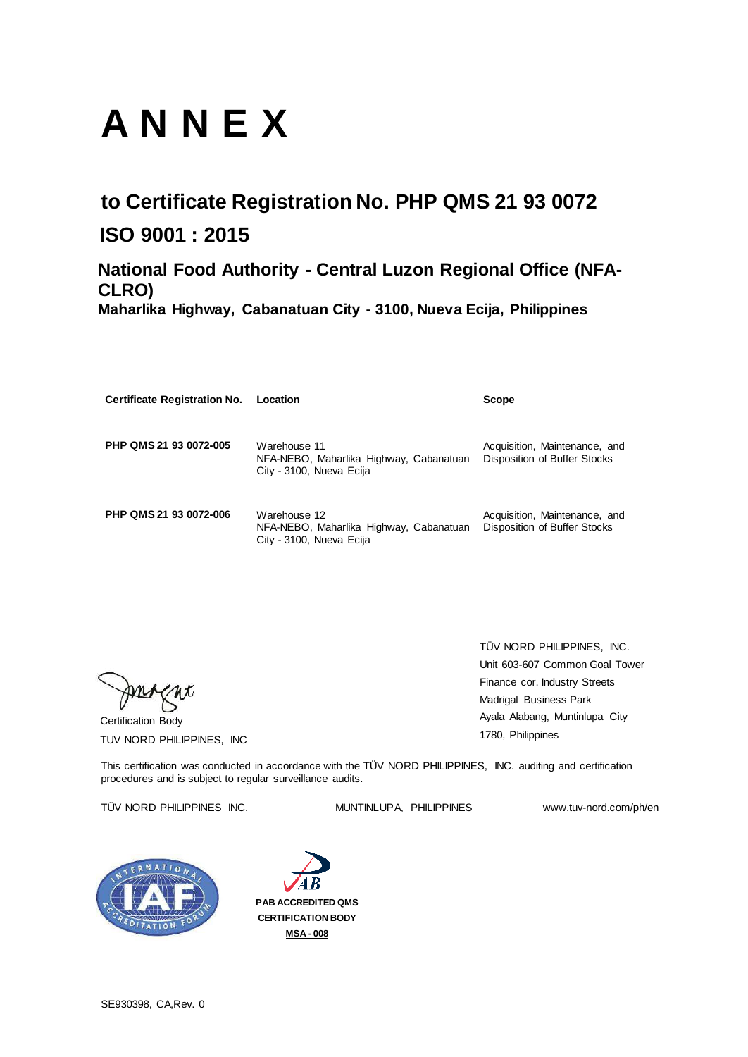# A N N E X

## to Certificate Registration No. PHP QMS 21 93 0072

## ISO 9001 : 2015

### National Food Authority - Central Luzon Regional Office (NFA-CLRO)

**Maharlika Highway, Cabanatuan City - 3100, Nueva Ecija, Philippines**

| Certificate Registration No. | Location | Scope |
| --- | --- | --- |
| **PHP QMS 21 93 0072-005** | Warehouse 11<br>NFA-NEBO, Maharlika Highway, Cabanatuan City - 3100, Nueva Ecija | Acquisition, Maintenance, and Disposition of Buffer Stocks |
| **PHP QMS 21 93 0072-006** | Warehouse 12<br>NFA-NEBO, Maharlika Highway, Cabanatuan City - 3100, Nueva Ecija | Acquisition, Maintenance, and Disposition of Buffer Stocks |

Certification Body
TUV NORD PHILIPPINES, INC

TÜV NORD PHILIPPINES, INC.
Unit 603-607 Common Goal Tower
Finance cor. Industry Streets
Madrigal Business Park
Ayala Alabang, Muntinlupa City
1780, Philippines

This certification was conducted in accordance with the TÜV NORD PHILIPPINES, INC. auditing and certification procedures and is subject to regular surveillance audits.

TÜV NORD PHILIPPINES INC. MUNTINLUPA, PHILIPPINES www.tuv-nord.com/ph/en

**PAB ACCREDITED QMS CERTIFICATION BODY**
**MSA - 008**

SE930398, CA,Rev. 0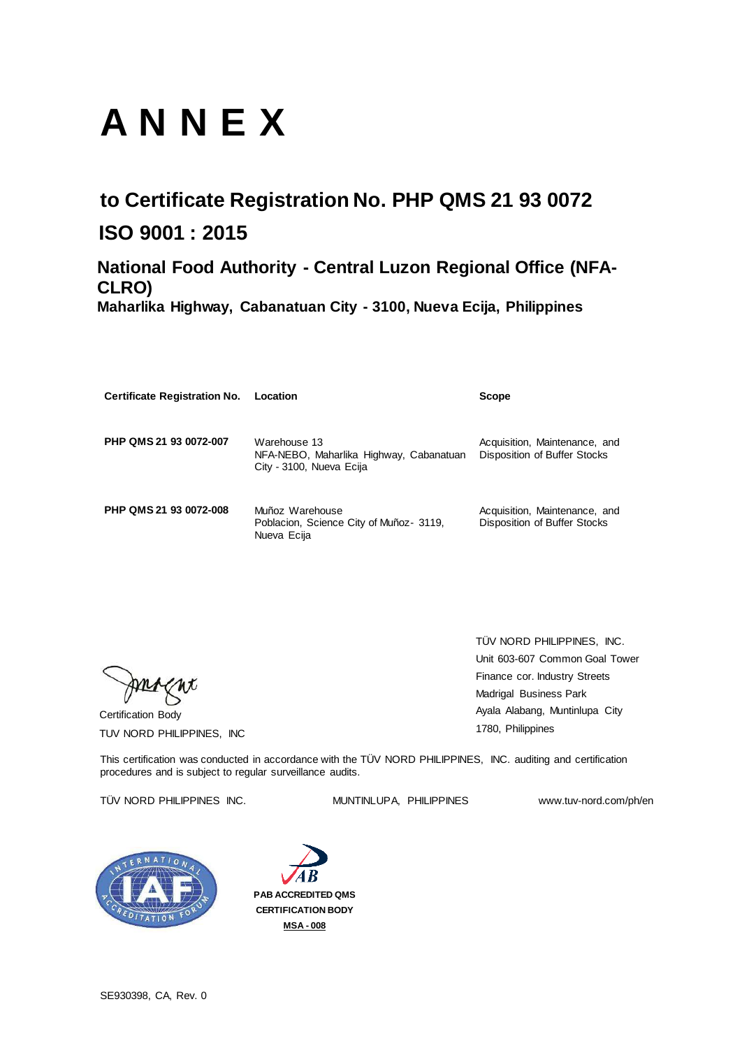# A N N E X

## to Certificate Registration No. PHP QMS 21 93 0072

## ISO 9001 : 2015

### National Food Authority - Central Luzon Regional Office (NFA-CLRO)

**Maharlika Highway, Cabanatuan City - 3100, Nueva Ecija, Philippines**

| Certificate Registration No. | Location | Scope |
|---|---|---|
| **PHP QMS 21 93 0072-007** | Warehouse 13<br>NFA-NEBO, Maharlika Highway, Cabanatuan City - 3100, Nueva Ecija | Acquisition, Maintenance, and Disposition of Buffer Stocks |
| **PHP QMS 21 93 0072-008** | Muñoz Warehouse<br>Poblacion, Science City of Muñoz- 3119, Nueva Ecija | Acquisition, Maintenance, and Disposition of Buffer Stocks |

Certification Body
TUV NORD PHILIPPINES, INC

TÜV NORD PHILIPPINES, INC.
Unit 603-607 Common Goal Tower
Finance cor. Industry Streets
Madrigal Business Park
Ayala Alabang, Muntinlupa City
1780, Philippines

This certification was conducted in accordance with the TÜV NORD PHILIPPINES, INC. auditing and certification procedures and is subject to regular surveillance audits.

TÜV NORD PHILIPPINES INC. MUNTINLUPA, PHILIPPINES www.tuv-nord.com/ph/en

INTERNATIONAL ACCREDITATION FORUM IAF

PAB ACCREDITED QMS CERTIFICATION BODY
MSA - 008

SE930398, CA, Rev. 0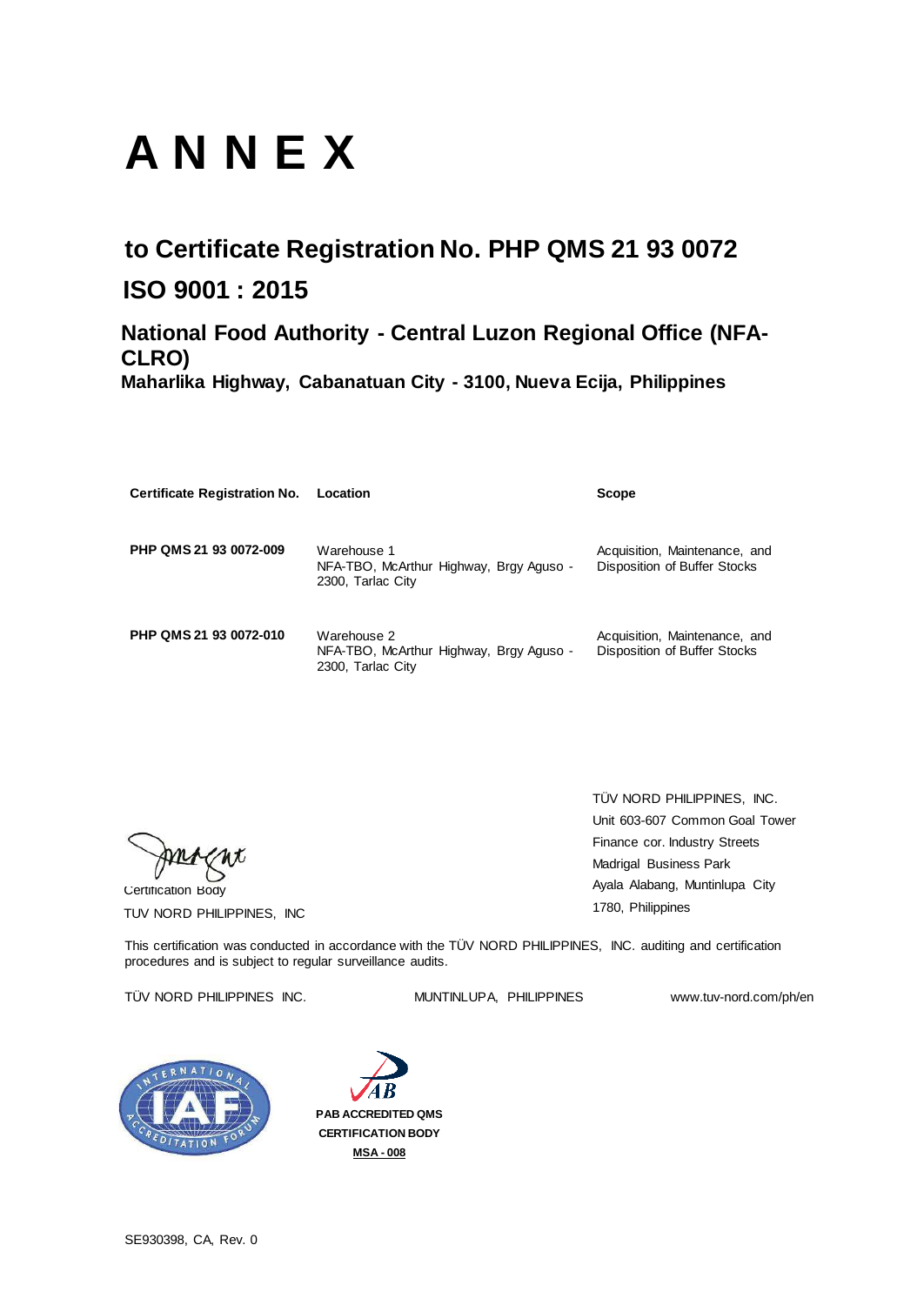# A N N E X

## to Certificate Registration No. PHP QMS 21 93 0072

## ISO 9001 : 2015

### National Food Authority - Central Luzon Regional Office (NFA-CLRO)

**Maharlika Highway, Cabanatuan City - 3100, Nueva Ecija, Philippines**

| Certificate Registration No. | Location | Scope |
|---|---|---|
| **PHP QMS 21 93 0072-009** | Warehouse 1<br>NFA-TBO, McArthur Highway, Brgy Aguso - 2300, Tarlac City | Acquisition, Maintenance, and Disposition of Buffer Stocks |
| **PHP QMS 21 93 0072-010** | Warehouse 2<br>NFA-TBO, McArthur Highway, Brgy Aguso - 2300, Tarlac City | Acquisition, Maintenance, and Disposition of Buffer Stocks |

Certification Body
TUV NORD PHILIPPINES, INC

TÜV NORD PHILIPPINES, INC.
Unit 603-607 Common Goal Tower
Finance cor. Industry Streets
Madrigal Business Park
Ayala Alabang, Muntinlupa City
1780, Philippines

This certification was conducted in accordance with the TÜV NORD PHILIPPINES, INC. auditing and certification procedures and is subject to regular surveillance audits.

TÜV NORD PHILIPPINES INC. MUNTINLUPA, PHILIPPINES www.tuv-nord.com/ph/en

**PAB ACCREDITED QMS CERTIFICATION BODY**
**MSA - 008**

SE930398, CA, Rev. 0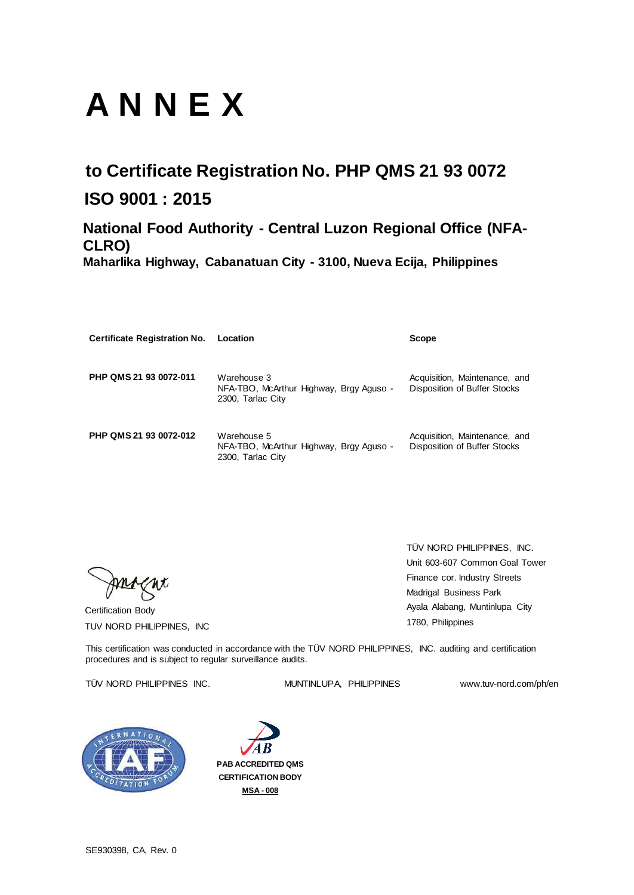# A N N E X

## to Certificate Registration No. PHP QMS 21 93 0072

## ISO 9001 : 2015

### National Food Authority - Central Luzon Regional Office (NFA-CLRO)

**Maharlika Highway, Cabanatuan City - 3100, Nueva Ecija, Philippines**

| Certificate Registration No. | Location | Scope |
|---|---|---|
| **PHP QMS 21 93 0072-011** | Warehouse 3<br>NFA-TBO, McArthur Highway, Brgy Aguso - 2300, Tarlac City | Acquisition, Maintenance, and Disposition of Buffer Stocks |
| **PHP QMS 21 93 0072-012** | Warehouse 5<br>NFA-TBO, McArthur Highway, Brgy Aguso - 2300, Tarlac City | Acquisition, Maintenance, and Disposition of Buffer Stocks |

Certification Body
TUV NORD PHILIPPINES, INC

TÜV NORD PHILIPPINES, INC.
Unit 603-607 Common Goal Tower
Finance cor. Industry Streets
Madrigal Business Park
Ayala Alabang, Muntinlupa City
1780, Philippines

This certification was conducted in accordance with the TÜV NORD PHILIPPINES, INC. auditing and certification procedures and is subject to regular surveillance audits.

TÜV NORD PHILIPPINES INC. MUNTINLUPA, PHILIPPINES www.tuv-nord.com/ph/en

PAB ACCREDITED QMS CERTIFICATION BODY
MSA - 008

SE930398, CA, Rev. 0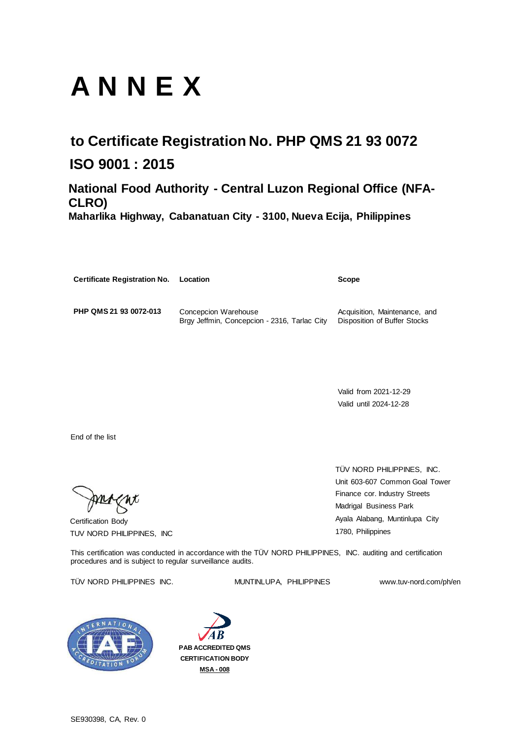# A N N E X

## to Certificate Registration No. PHP QMS 21 93 0072

## ISO 9001 : 2015

### National Food Authority - Central Luzon Regional Office (NFA-CLRO)

**Maharlika Highway, Cabanatuan City - 3100, Nueva Ecija, Philippines**

| Certificate Registration No. | Location | Scope |
|---|---|---|
| **PHP QMS 21 93 0072-013** | Concepcion Warehouse<br>Brgy Jeffmin, Concepcion - 2316, Tarlac City | Acquisition, Maintenance, and Disposition of Buffer Stocks |

Valid from 2021-12-29
Valid until 2024-12-28

End of the list

Certification Body
TUV NORD PHILIPPINES, INC

TÜV NORD PHILIPPINES, INC.
Unit 603-607 Common Goal Tower
Finance cor. Industry Streets
Madrigal Business Park
Ayala Alabang, Muntinlupa City
1780, Philippines

This certification was conducted in accordance with the TÜV NORD PHILIPPINES, INC. auditing and certification procedures and is subject to regular surveillance audits.

TÜV NORD PHILIPPINES INC. MUNTINLUPA, PHILIPPINES www.tuv-nord.com/ph/en

PAB ACCREDITED QMS CERTIFICATION BODY
MSA - 008

SE930398, CA, Rev. 0